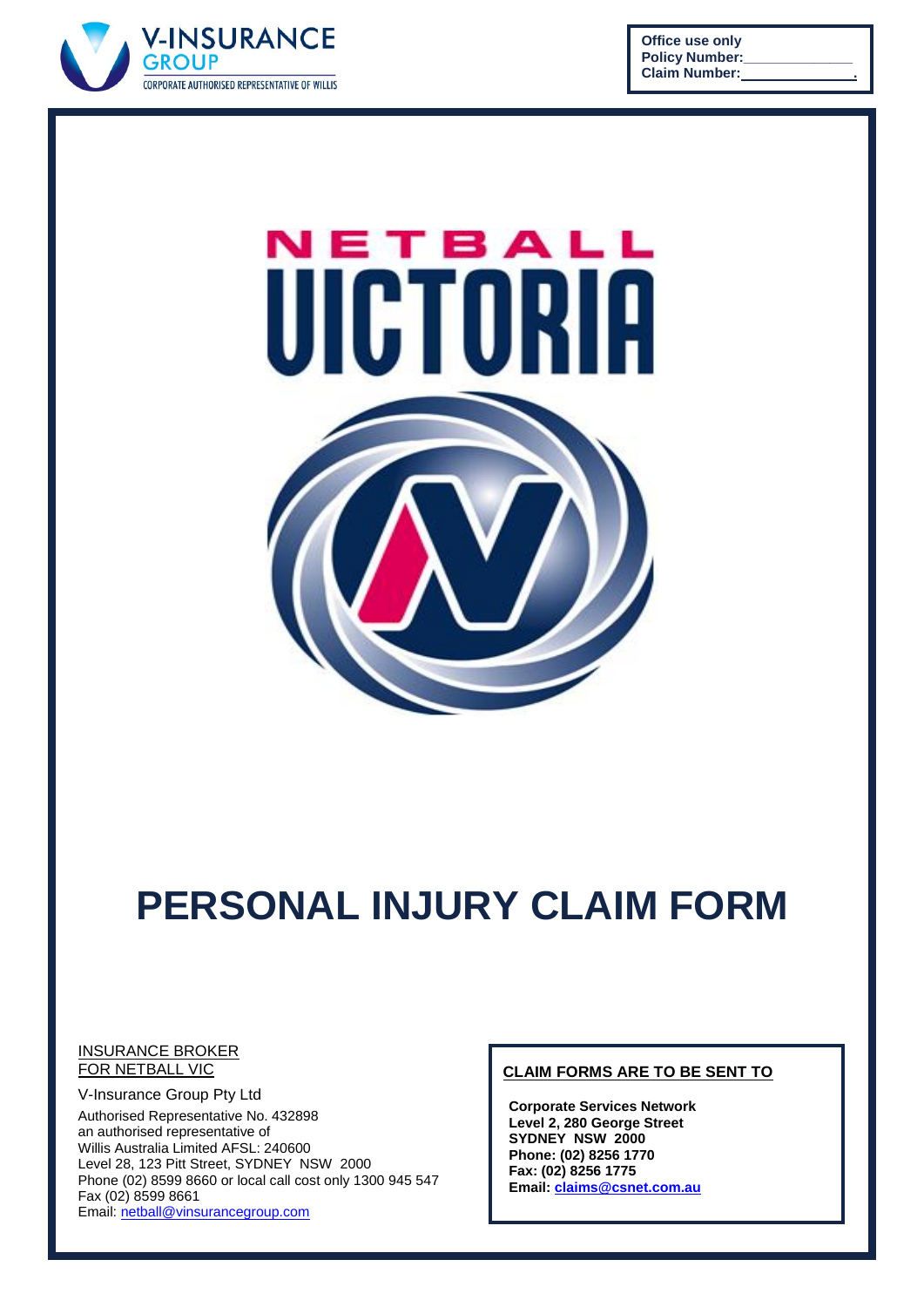V-INSURANCE GROUP
CORPORATE AUTHORISED REPRESENTATIVE OF WILLIS

**Office use only**
**Policy Number:**\_\_\_\_\_\_\_\_\_\_\_\_\_\_
**Claim Number:**\_\_\_\_\_\_\_\_\_\_\_\_\_\_.

NETBALL VICTORIA

# PERSONAL INJURY CLAIM FORM

INSURANCE BROKER
FOR NETBALL VIC

V-Insurance Group Pty Ltd
Authorised Representative No. 432898
an authorised representative of
Willis Australia Limited AFSL: 240600
Level 28, 123 Pitt Street, SYDNEY NSW 2000
Phone (02) 8599 8660 or local call cost only 1300 945 547
Fax (02) 8599 8661
Email: netball@vinsurancegroup.com

**CLAIM FORMS ARE TO BE SENT TO**

**Corporate Services Network**
**Level 2, 280 George Street**
**SYDNEY NSW 2000**
**Phone: (02) 8256 1770**
**Fax: (02) 8256 1775**
**Email: claims@csnet.com.au**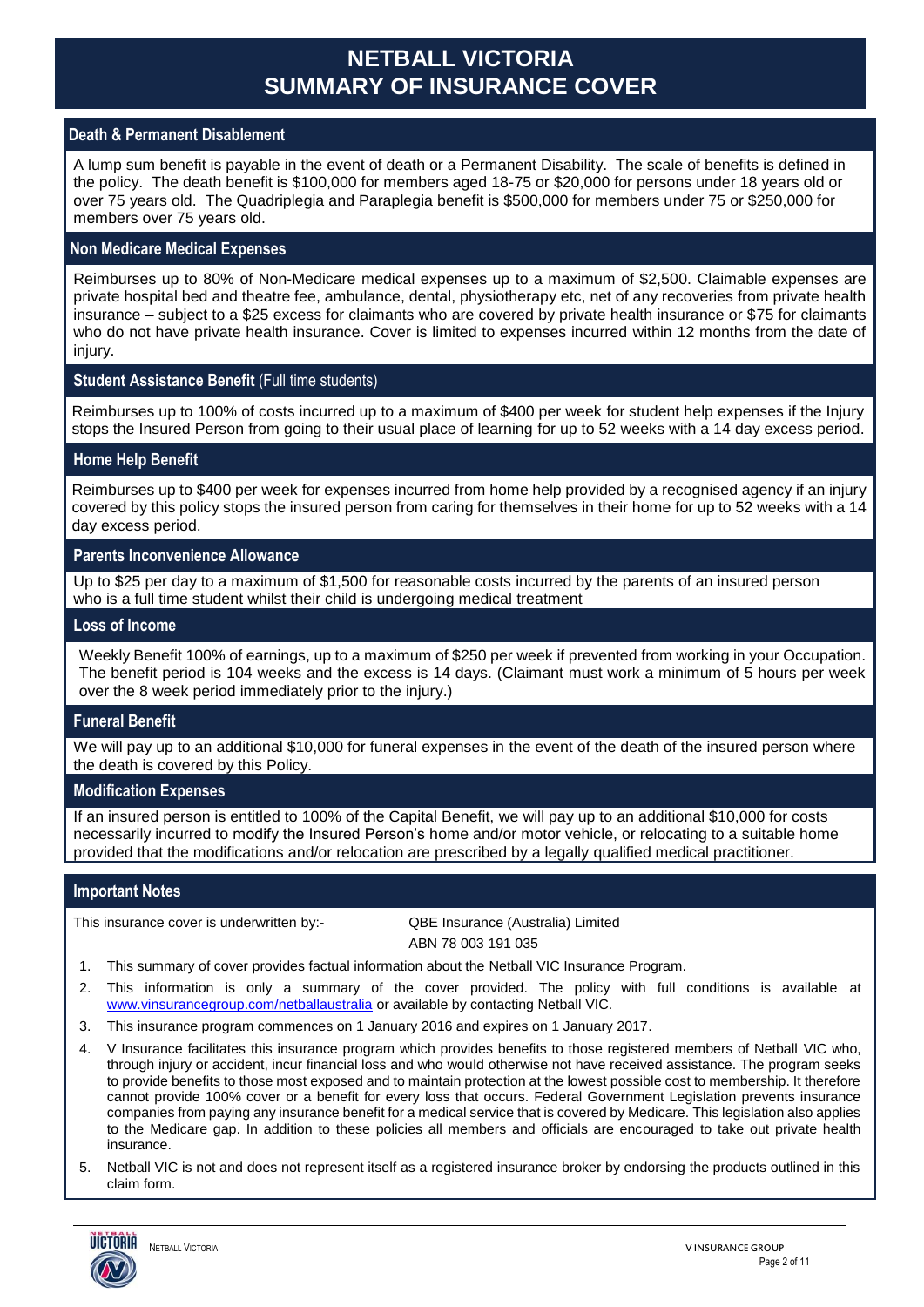# NETBALL VICTORIA
# SUMMARY OF INSURANCE COVER

## Death & Permanent Disablement

A lump sum benefit is payable in the event of death or a Permanent Disability. The scale of benefits is defined in the policy. The death benefit is $100,000 for members aged 18-75 or $20,000 for persons under 18 years old or over 75 years old. The Quadriplegia and Paraplegia benefit is $500,000 for members under 75 or $250,000 for members over 75 years old.

## Non Medicare Medical Expenses

Reimburses up to 80% of Non-Medicare medical expenses up to a maximum of $2,500. Claimable expenses are private hospital bed and theatre fee, ambulance, dental, physiotherapy etc, net of any recoveries from private health insurance – subject to a $25 excess for claimants who are covered by private health insurance or $75 for claimants who do not have private health insurance. Cover is limited to expenses incurred within 12 months from the date of injury.

## Student Assistance Benefit (Full time students)

Reimburses up to 100% of costs incurred up to a maximum of $400 per week for student help expenses if the Injury stops the Insured Person from going to their usual place of learning for up to 52 weeks with a 14 day excess period.

## Home Help Benefit

Reimburses up to $400 per week for expenses incurred from home help provided by a recognised agency if an injury covered by this policy stops the insured person from caring for themselves in their home for up to 52 weeks with a 14 day excess period.

## Parents Inconvenience Allowance

Up to $25 per day to a maximum of $1,500 for reasonable costs incurred by the parents of an insured person who is a full time student whilst their child is undergoing medical treatment

## Loss of Income

Weekly Benefit 100% of earnings, up to a maximum of $250 per week if prevented from working in your Occupation. The benefit period is 104 weeks and the excess is 14 days. (Claimant must work a minimum of 5 hours per week over the 8 week period immediately prior to the injury.)

## Funeral Benefit

We will pay up to an additional $10,000 for funeral expenses in the event of the death of the insured person where the death is covered by this Policy.

## Modification Expenses

If an insured person is entitled to 100% of the Capital Benefit, we will pay up to an additional $10,000 for costs necessarily incurred to modify the Insured Person's home and/or motor vehicle, or relocating to a suitable home provided that the modifications and/or relocation are prescribed by a legally qualified medical practitioner.

## Important Notes

This insurance cover is underwritten by:- QBE Insurance (Australia) Limited
ABN 78 003 191 035

1. This summary of cover provides factual information about the Netball VIC Insurance Program.
2. This information is only a summary of the cover provided. The policy with full conditions is available at www.vinsurancegroup.com/netballaustralia or available by contacting Netball VIC.
3. This insurance program commences on 1 January 2016 and expires on 1 January 2017.
4. V Insurance facilitates this insurance program which provides benefits to those registered members of Netball VIC who, through injury or accident, incur financial loss and who would otherwise not have received assistance. The program seeks to provide benefits to those most exposed and to maintain protection at the lowest possible cost to membership. It therefore cannot provide 100% cover or a benefit for every loss that occurs. Federal Government Legislation prevents insurance companies from paying any insurance benefit for a medical service that is covered by Medicare. This legislation also applies to the Medicare gap. In addition to these policies all members and officials are encouraged to take out private health insurance.
5. Netball VIC is not and does not represent itself as a registered insurance broker by endorsing the products outlined in this claim form.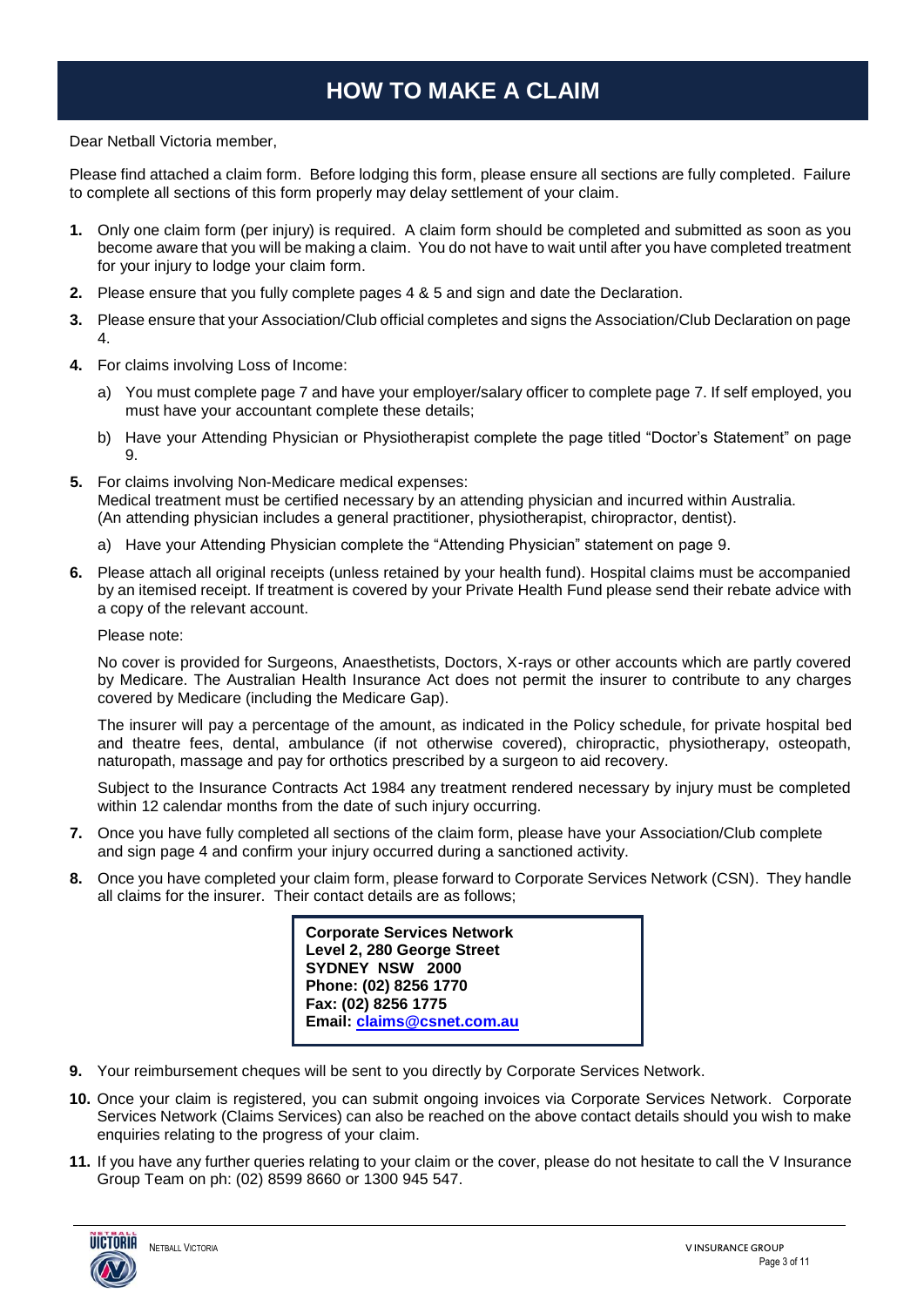# HOW TO MAKE A CLAIM

Dear Netball Victoria member,

Please find attached a claim form. Before lodging this form, please ensure all sections are fully completed. Failure to complete all sections of this form properly may delay settlement of your claim.

1. Only one claim form (per injury) is required. A claim form should be completed and submitted as soon as you become aware that you will be making a claim. You do not have to wait until after you have completed treatment for your injury to lodge your claim form.
2. Please ensure that you fully complete pages 4 & 5 and sign and date the Declaration.
3. Please ensure that your Association/Club official completes and signs the Association/Club Declaration on page 4.
4. For claims involving Loss of Income:
   a) You must complete page 7 and have your employer/salary officer to complete page 7. If self employed, you must have your accountant complete these details;
   b) Have your Attending Physician or Physiotherapist complete the page titled "Doctor's Statement" on page 9.
5. For claims involving Non-Medicare medical expenses:
   Medical treatment must be certified necessary by an attending physician and incurred within Australia. (An attending physician includes a general practitioner, physiotherapist, chiropractor, dentist).
   a) Have your Attending Physician complete the "Attending Physician" statement on page 9.
6. Please attach all original receipts (unless retained by your health fund). Hospital claims must be accompanied by an itemised receipt. If treatment is covered by your Private Health Fund please send their rebate advice with a copy of the relevant account.

   Please note:

   No cover is provided for Surgeons, Anaesthetists, Doctors, X-rays or other accounts which are partly covered by Medicare. The Australian Health Insurance Act does not permit the insurer to contribute to any charges covered by Medicare (including the Medicare Gap).

   The insurer will pay a percentage of the amount, as indicated in the Policy schedule, for private hospital bed and theatre fees, dental, ambulance (if not otherwise covered), chiropractic, physiotherapy, osteopath, naturopath, massage and pay for orthotics prescribed by a surgeon to aid recovery.

   Subject to the Insurance Contracts Act 1984 any treatment rendered necessary by injury must be completed within 12 calendar months from the date of such injury occurring.
7. Once you have fully completed all sections of the claim form, please have your Association/Club complete and sign page 4 and confirm your injury occurred during a sanctioned activity.
8. Once you have completed your claim form, please forward to Corporate Services Network (CSN). They handle all claims for the insurer. Their contact details are as follows;

   **Corporate Services Network**
   **Level 2, 280 George Street**
   **SYDNEY NSW 2000**
   **Phone: (02) 8256 1770**
   **Fax: (02) 8256 1775**
   **Email: claims@csnet.com.au**
9. Your reimbursement cheques will be sent to you directly by Corporate Services Network.
10. Once your claim is registered, you can submit ongoing invoices via Corporate Services Network. Corporate Services Network (Claims Services) can also be reached on the above contact details should you wish to make enquiries relating to the progress of your claim.
11. If you have any further queries relating to your claim or the cover, please do not hesitate to call the V Insurance Group Team on ph: (02) 8599 8660 or 1300 945 547.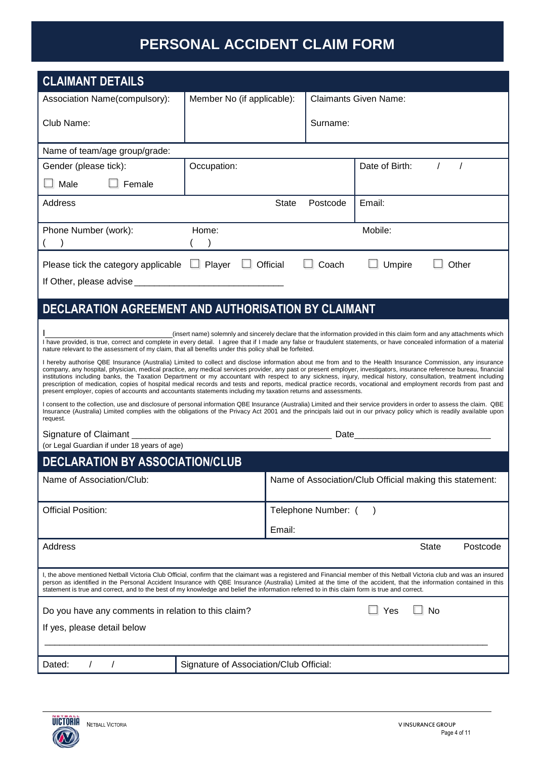# PERSONAL ACCIDENT CLAIM FORM

## CLAIMANT DETAILS

| Association Name(compulsory): <br><br> Club Name: | Member No (if applicable): | Claimants Given Name: <br><br> Surname: |
|---|---|---|

| Name of team/age group/grade: | | |
|---|---|---|
| Gender (please tick): <br> ☐ Male ☐ Female | Occupation: | Date of Birth: / / |
| Address | State Postcode | Email: |
| Phone Number (work): <br> ( ) | Home: <br> ( ) | Mobile: |

Please tick the category applicable ☐ Player ☐ Official ☐ Coach ☐ Umpire ☐ Other

If Other, please advise ______________________________

## DECLARATION AGREEMENT AND AUTHORISATION BY CLAIMANT

I____________________________(insert name) solemnly and sincerely declare that the information provided in this claim form and any attachments which I have provided, is true, correct and complete in every detail. I agree that if I made any false or fraudulent statements, or have concealed information of a material nature relevant to the assessment of my claim, that all benefits under this policy shall be forfeited.

I hereby authorise QBE Insurance (Australia) Limited to collect and disclose information about me from and to the Health Insurance Commission, any insurance company, any hospital, physician, medical practice, any medical services provider, any past or present employer, investigators, insurance reference bureau, financial institutions including banks, the Taxation Department or my accountant with respect to any sickness, injury, medical history, consultation, treatment including prescription of medication, copies of hospital medical records and tests and reports, medical practice records, vocational and employment records from past and present employer, copies of accounts and accountants statements including my taxation returns and assessments.

I consent to the collection, use and disclosure of personal information QBE Insurance (Australia) Limited and their service providers in order to assess the claim. QBE Insurance (Australia) Limited complies with the obligations of the Privacy Act 2001 and the principals laid out in our privacy policy which is readily available upon request.

Signature of Claimant ________________________________________ Date____________________________
(or Legal Guardian if under 18 years of age)

## DECLARATION BY ASSOCIATION/CLUB

| Name of Association/Club: | Name of Association/Club Official making this statement: |
|---|---|
| Official Position: | Telephone Number: ( ) <br><br> Email: |
| Address | State Postcode |

I, the above mentioned Netball Victoria Club Official, confirm that the claimant was a registered and Financial member of this Netball Victoria club and was an insured person as identified in the Personal Accident Insurance with QBE Insurance (Australia) Limited at the time of the accident, that the information contained in this statement is true and correct, and to the best of my knowledge and belief the information referred to in this claim form is true and correct.

Do you have any comments in relation to this claim? ☐ Yes ☐ No

If yes, please detail below

_____________________________________________________________________________________

| Dated: / / | Signature of Association/Club Official: |
|---|---|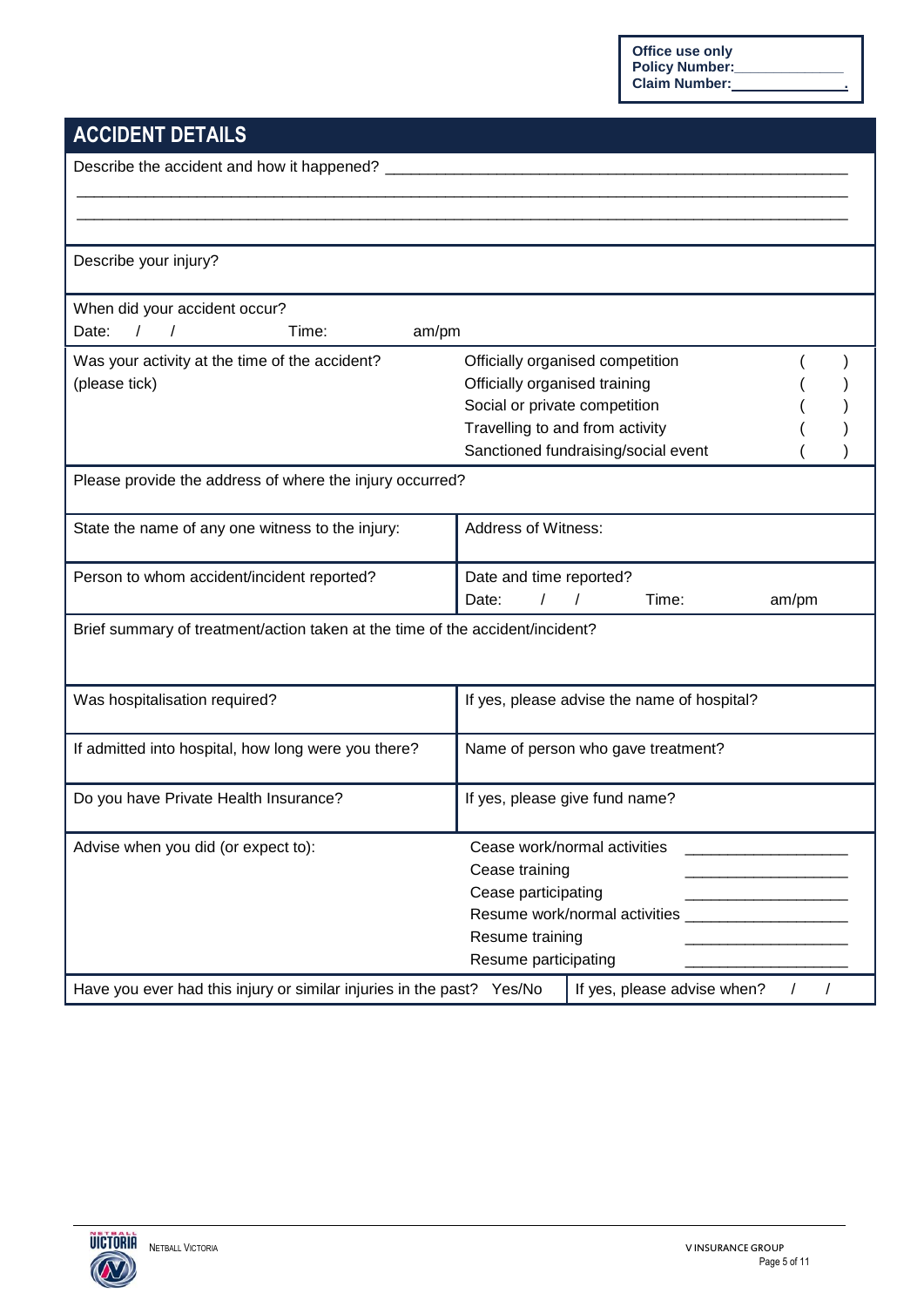**Office use only**
**Policy Number:______________**
**Claim Number:______________.**

## ACCIDENT DETAILS

Describe the accident and how it happened? ____________________________________________________

_____________________________________________________________________________________________

_____________________________________________________________________________________________

Describe your injury?

When did your accident occur?
Date: / / Time: am/pm

| Was your activity at the time of the accident? (please tick) | |
|---|---|
| | Officially organised competition ( ) |
| | Officially organised training ( ) |
| | Social or private competition ( ) |
| | Travelling to and from activity ( ) |
| | Sanctioned fundraising/social event ( ) |

Please provide the address of where the injury occurred?

| | |
|---|---|
| State the name of any one witness to the injury: | Address of Witness: |
| Person to whom accident/incident reported? | Date and time reported? Date: / / Time: am/pm |

Brief summary of treatment/action taken at the time of the accident/incident?

| | |
|---|---|
| Was hospitalisation required? | If yes, please advise the name of hospital? |
| If admitted into hospital, how long were you there? | Name of person who gave treatment? |
| Do you have Private Health Insurance? | If yes, please give fund name? |

| Advise when you did (or expect to): | | |
|---|---|---|
| | Cease work/normal activities | ___________________ |
| | Cease training | ___________________ |
| | Cease participating | ___________________ |
| | Resume work/normal activities | ___________________ |
| | Resume training | ___________________ |
| | Resume participating | ___________________ |

| | |
|---|---|
| Have you ever had this injury or similar injuries in the past? Yes/No | If yes, please advise when? / / |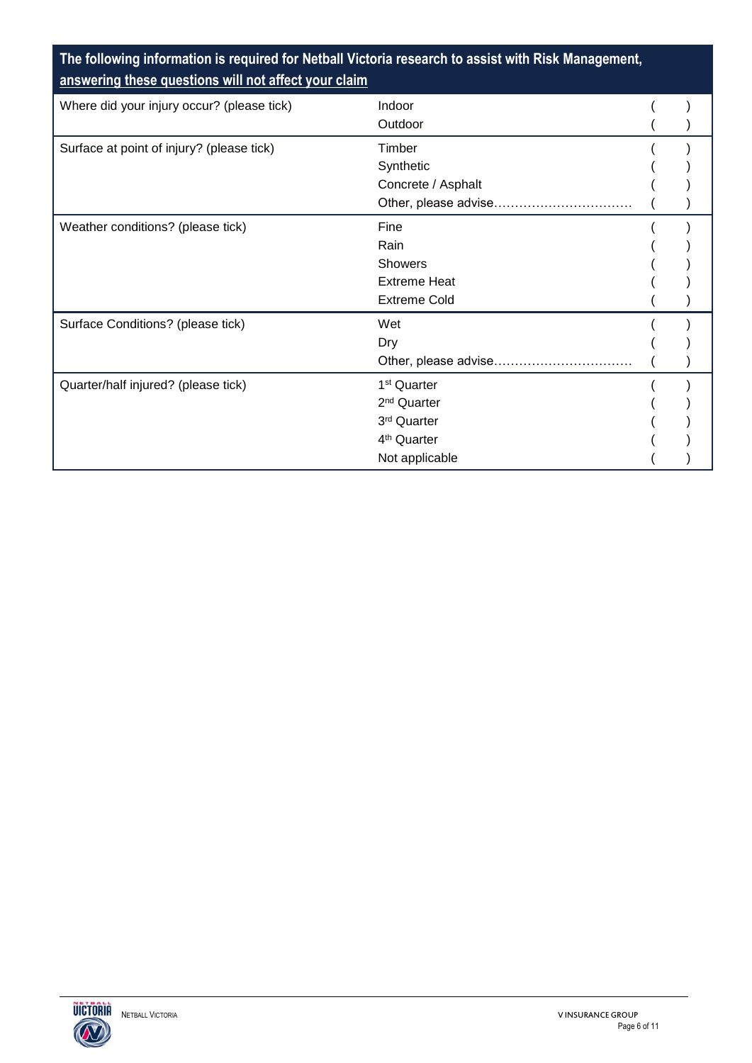| The following information is required for Netball Victoria research to assist with Risk Management, answering these questions will not affect your claim | | |
|---|---|---|
| Where did your injury occur? (please tick) | Indoor | (   ) |
| | Outdoor | (   ) |
| Surface at point of injury? (please tick) | Timber | (   ) |
| | Synthetic | (   ) |
| | Concrete / Asphalt | (   ) |
| | Other, please advise………………………… | (   ) |
| Weather conditions? (please tick) | Fine | (   ) |
| | Rain | (   ) |
| | Showers | (   ) |
| | Extreme Heat | (   ) |
| | Extreme Cold | (   ) |
| Surface Conditions? (please tick) | Wet | (   ) |
| | Dry | (   ) |
| | Other, please advise………………………… | (   ) |
| Quarter/half injured? (please tick) | 1st Quarter | (   ) |
| | 2nd Quarter | (   ) |
| | 3rd Quarter | (   ) |
| | 4th Quarter | (   ) |
| | Not applicable | (   ) |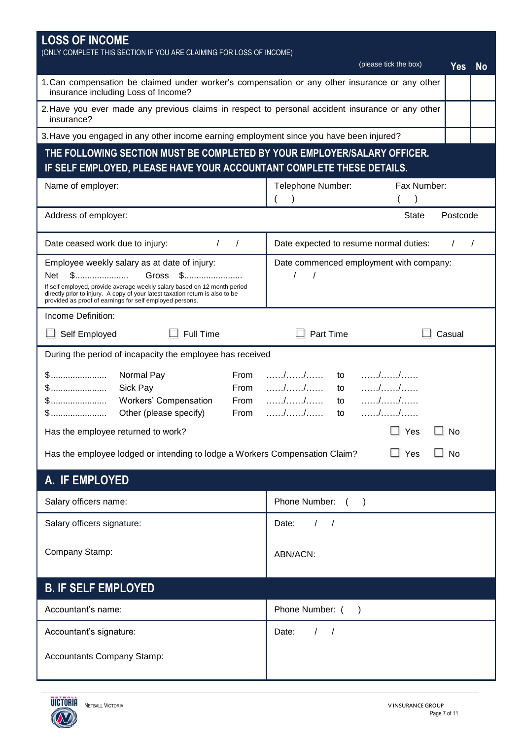## LOSS OF INCOME

(ONLY COMPLETE THIS SECTION IF YOU ARE CLAIMING FOR LOSS OF INCOME)

| (please tick the box) | Yes | No |
|---|---|---|
| 1. Can compensation be claimed under worker's compensation or any other insurance or any other insurance including Loss of Income? | | |
| 2. Have you ever made any previous claims in respect to personal accident insurance or any other insurance? | | |
| 3. Have you engaged in any other income earning employment since you have been injured? | | |

## THE FOLLOWING SECTION MUST BE COMPLETED BY YOUR EMPLOYER/SALARY OFFICER. IF SELF EMPLOYED, PLEASE HAVE YOUR ACCOUNTANT COMPLETE THESE DETAILS.

| | |
|---|---|
| Name of employer: | Telephone Number: (    )     Fax Number: (    ) |
| Address of employer: | State     Postcode |
| Date ceased work due to injury:     /     / | Date expected to resume normal duties:     /     / |
| Employee weekly salary as at date of injury:<br>Net $......................     Gross $........................<br>If self employed, provide average weekly salary based on 12 month period directly prior to injury. A copy of your latest taxation return is also to be provided as proof of earnings for self employed persons. | Date commenced employment with company:<br>/     / |

Income Definition:

☐ Self Employed     ☐ Full Time     ☐ Part Time     ☐ Casual

During the period of incapacity the employee has received

| | | | | | |
|---|---|---|---|---|---|
| $....................... | Normal Pay | From | ....../....../...... | to | ....../....../...... |
| $....................... | Sick Pay | From | ....../....../...... | to | ....../....../...... |
| $....................... | Workers' Compensation | From | ....../....../...... | to | ....../....../...... |
| $....................... | Other (please specify) | From | ....../....../...... | to | ....../....../...... |

Has the employee returned to work? ☐ Yes ☐ No

Has the employee lodged or intending to lodge a Workers Compensation Claim? ☐ Yes ☐ No

## A. IF EMPLOYED

| | |
|---|---|
| Salary officers name: | Phone Number: (    ) |
| Salary officers signature: | Date:     /     / |
| Company Stamp: | ABN/ACN: |

## B. IF SELF EMPLOYED

| | |
|---|---|
| Accountant's name: | Phone Number: (    ) |
| Accountant's signature: | Date:     /     / |
| Accountants Company Stamp: | |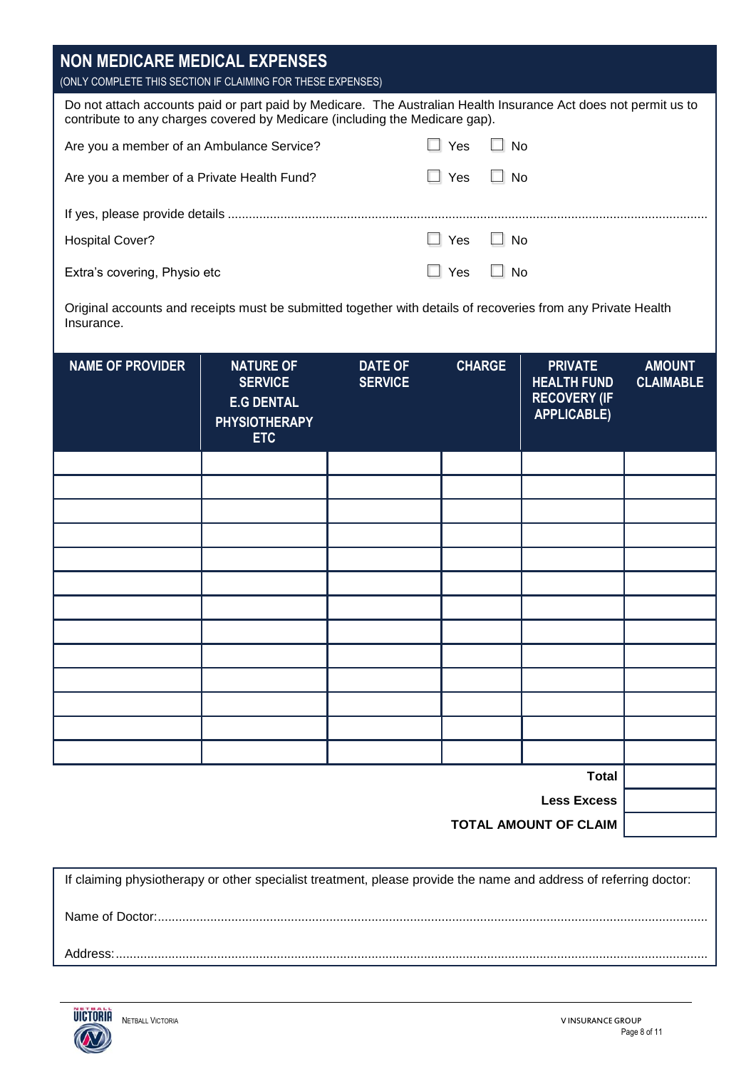## NON MEDICARE MEDICAL EXPENSES

(ONLY COMPLETE THIS SECTION IF CLAIMING FOR THESE EXPENSES)

Do not attach accounts paid or part paid by Medicare. The Australian Health Insurance Act does not permit us to contribute to any charges covered by Medicare (including the Medicare gap).

Are you a member of an Ambulance Service? ☐ Yes ☐ No

Are you a member of a Private Health Fund? ☐ Yes ☐ No

If yes, please provide details ..............................................................................................................................

Hospital Cover? ☐ Yes ☐ No

Extra's covering, Physio etc ☐ Yes ☐ No

Original accounts and receipts must be submitted together with details of recoveries from any Private Health Insurance.

| NAME OF PROVIDER | NATURE OF SERVICE E.G DENTAL PHYSIOTHERAPY ETC | DATE OF SERVICE | CHARGE | PRIVATE HEALTH FUND RECOVERY (IF APPLICABLE) | AMOUNT CLAIMABLE |
|---|---|---|---|---|---|
| | | | | | |
| | | | | | |
| | | | | | |
| | | | | | |
| | | | | | |
| | | | | | |
| | | | | | |
| | | | | | |
| | | | | | |
| | | | | | |
| | | | | | |
| | | | | | |
| | | | | | |
| | | | | **Total** | |
| | | | | **Less Excess** | |
| | | | | **TOTAL AMOUNT OF CLAIM** | |

If claiming physiotherapy or other specialist treatment, please provide the name and address of referring doctor:

Name of Doctor:..............................................................................................................................

Address:..............................................................................................................................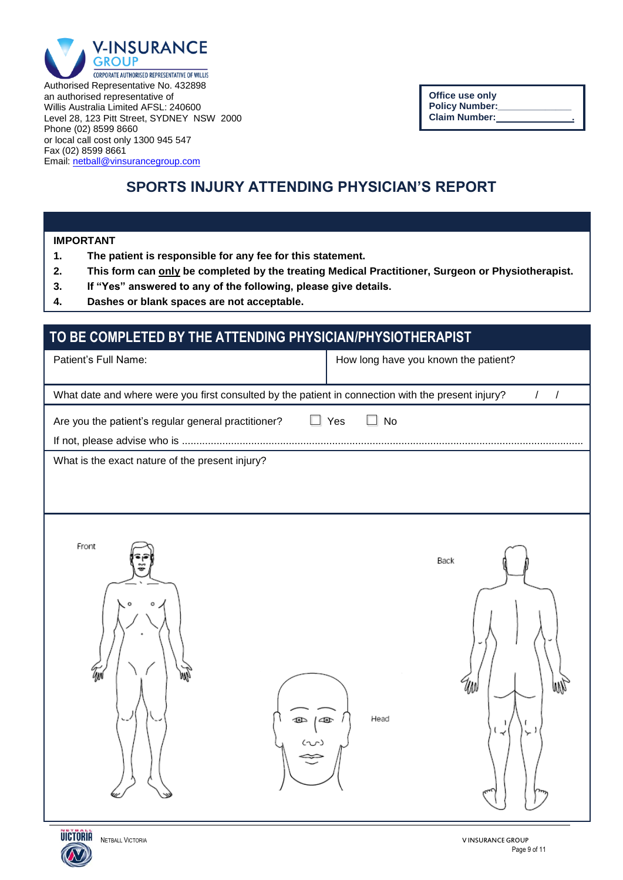**V-INSURANCE GROUP**
CORPORATE AUTHORISED REPRESENTATIVE OF WILLIS

Authorised Representative No. 432898
an authorised representative of
Willis Australia Limited AFSL: 240600
Level 28, 123 Pitt Street, SYDNEY NSW 2000
Phone (02) 8599 8660
or local call cost only 1300 945 547
Fax (02) 8599 8661
Email: netball@vinsurancegroup.com

**Office use only**
**Policy Number:**______________
**Claim Number:**______________.

# SPORTS INJURY ATTENDING PHYSICIAN'S REPORT

**IMPORTANT**

1. **The patient is responsible for any fee for this statement.**
2. **This form can only be completed by the treating Medical Practitioner, Surgeon or Physiotherapist.**
3. **If "Yes" answered to any of the following, please give details.**
4. **Dashes or blank spaces are not acceptable.**

## TO BE COMPLETED BY THE ATTENDING PHYSICIAN/PHYSIOTHERAPIST

| Patient's Full Name: | How long have you known the patient? |
|---|---|

What date and where were you first consulted by the patient in connection with the present injury? / /

Are you the patient's regular general practitioner? ☐ Yes ☐ No

If not, please advise who is ..........................................................................................................................................

What is the exact nature of the present injury?

Front

Back

Head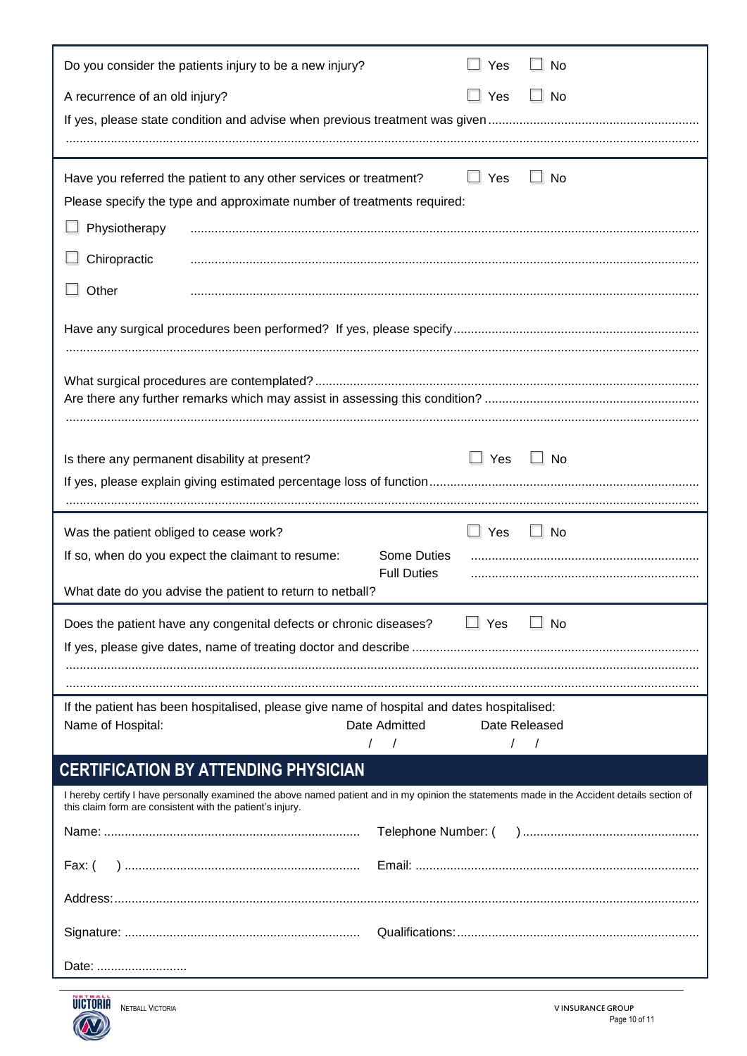Do you consider the patients injury to be a new injury? ☐ Yes ☐ No

A recurrence of an old injury? ☐ Yes ☐ No

If yes, please state condition and advise when previous treatment was given ..............................................................

..........................................................................................................................................................................

---

Have you referred the patient to any other services or treatment? ☐ Yes ☐ No

Please specify the type and approximate number of treatments required:

☐ Physiotherapy ..........................................................................................................................................

☐ Chiropractic ..........................................................................................................................................

☐ Other ..........................................................................................................................................

Have any surgical procedures been performed? If yes, please specify ......................................................................

..........................................................................................................................................................................

What surgical procedures are contemplated? ..............................................................................................................

Are there any further remarks which may assist in assessing this condition? .............................................................

..........................................................................................................................................................................

Is there any permanent disability at present? ☐ Yes ☐ No

If yes, please explain giving estimated percentage loss of function ............................................................................

..........................................................................................................................................................................

---

Was the patient obliged to cease work? ☐ Yes ☐ No

If so, when do you expect the claimant to resume: Some Duties .................................................................

Full Duties .................................................................

What date do you advise the patient to return to netball?

---

Does the patient have any congenital defects or chronic diseases? ☐ Yes ☐ No

If yes, please give dates, name of treating doctor and describe ..................................................................................

..........................................................................................................................................................................

..........................................................................................................................................................................

---

If the patient has been hospitalised, please give name of hospital and dates hospitalised:

| Name of Hospital: | Date Admitted | Date Released |
|---|---|---|
| | / / | / / |

## CERTIFICATION BY ATTENDING PHYSICIAN

I hereby certify I have personally examined the above named patient and in my opinion the statements made in the Accident details section of this claim form are consistent with the patient's injury.

Name: ......................................................................... Telephone Number: ( ) ..................................................

Fax: ( ) ................................................................... Email: .................................................................................

Address: .....................................................................................................................................................................

Signature: ................................................................... Qualifications: .....................................................................

Date: ..........................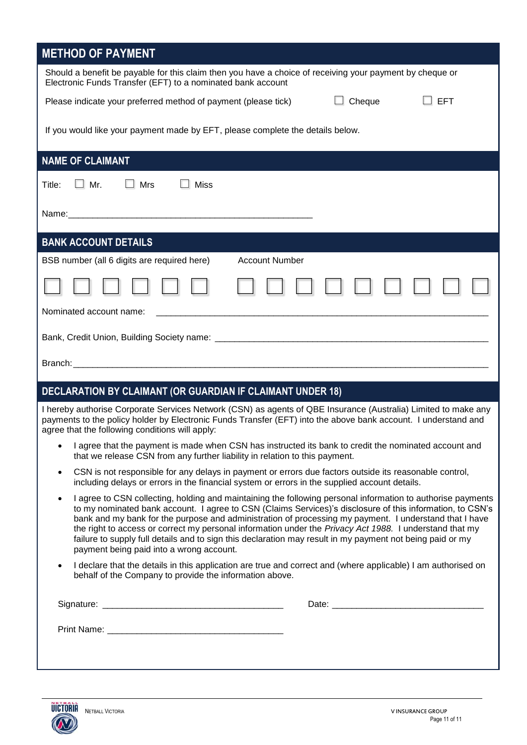## METHOD OF PAYMENT

Should a benefit be payable for this claim then you have a choice of receiving your payment by cheque or Electronic Funds Transfer (EFT) to a nominated bank account

Please indicate your preferred method of payment (please tick) ☐ Cheque ☐ EFT

If you would like your payment made by EFT, please complete the details below.

## NAME OF CLAIMANT

Title: ☐ Mr. ☐ Mrs ☐ Miss

Name:\_\_\_\_\_\_\_\_\_\_\_\_\_\_\_\_\_\_\_\_\_\_\_\_\_\_\_\_\_\_\_\_\_\_\_\_\_\_\_\_\_\_\_\_

## BANK ACCOUNT DETAILS

BSB number (all 6 digits are required here) Account Number

☐ ☐ ☐ ☐ ☐ ☐ ☐ ☐ ☐ ☐ ☐ ☐ ☐ ☐ ☐

Nominated account name: \_\_\_\_\_\_\_\_\_\_\_\_\_\_\_\_\_\_\_\_\_\_\_\_\_\_\_\_\_\_\_\_\_\_\_\_\_\_\_\_\_\_\_\_

Bank, Credit Union, Building Society name: \_\_\_\_\_\_\_\_\_\_\_\_\_\_\_\_\_\_\_\_\_\_\_\_\_\_\_\_\_\_\_\_\_\_\_\_\_\_\_\_

Branch:\_\_\_\_\_\_\_\_\_\_\_\_\_\_\_\_\_\_\_\_\_\_\_\_\_\_\_\_\_\_\_\_\_\_\_\_\_\_\_\_\_\_\_\_\_\_\_\_\_\_\_\_\_\_\_\_

## DECLARATION BY CLAIMANT (OR GUARDIAN IF CLAIMANT UNDER 18)

I hereby authorise Corporate Services Network (CSN) as agents of QBE Insurance (Australia) Limited to make any payments to the policy holder by Electronic Funds Transfer (EFT) into the above bank account. I understand and agree that the following conditions will apply:

- I agree that the payment is made when CSN has instructed its bank to credit the nominated account and that we release CSN from any further liability in relation to this payment.
- CSN is not responsible for any delays in payment or errors due factors outside its reasonable control, including delays or errors in the financial system or errors in the supplied account details.
- I agree to CSN collecting, holding and maintaining the following personal information to authorise payments to my nominated bank account. I agree to CSN (Claims Services)'s disclosure of this information, to CSN's bank and my bank for the purpose and administration of processing my payment. I understand that I have the right to access or correct my personal information under the *Privacy Act 1988.* I understand that my failure to supply full details and to sign this declaration may result in my payment not being paid or my payment being paid into a wrong account.
- I declare that the details in this application are true and correct and (where applicable) I am authorised on behalf of the Company to provide the information above.

Signature: \_\_\_\_\_\_\_\_\_\_\_\_\_\_\_\_\_\_\_\_\_\_\_\_\_\_\_\_\_\_\_\_\_\_\_\_ Date: \_\_\_\_\_\_\_\_\_\_\_\_\_\_\_\_\_\_\_\_\_\_\_\_\_\_\_\_\_\_

Print Name: \_\_\_\_\_\_\_\_\_\_\_\_\_\_\_\_\_\_\_\_\_\_\_\_\_\_\_\_\_\_\_\_\_\_\_\_